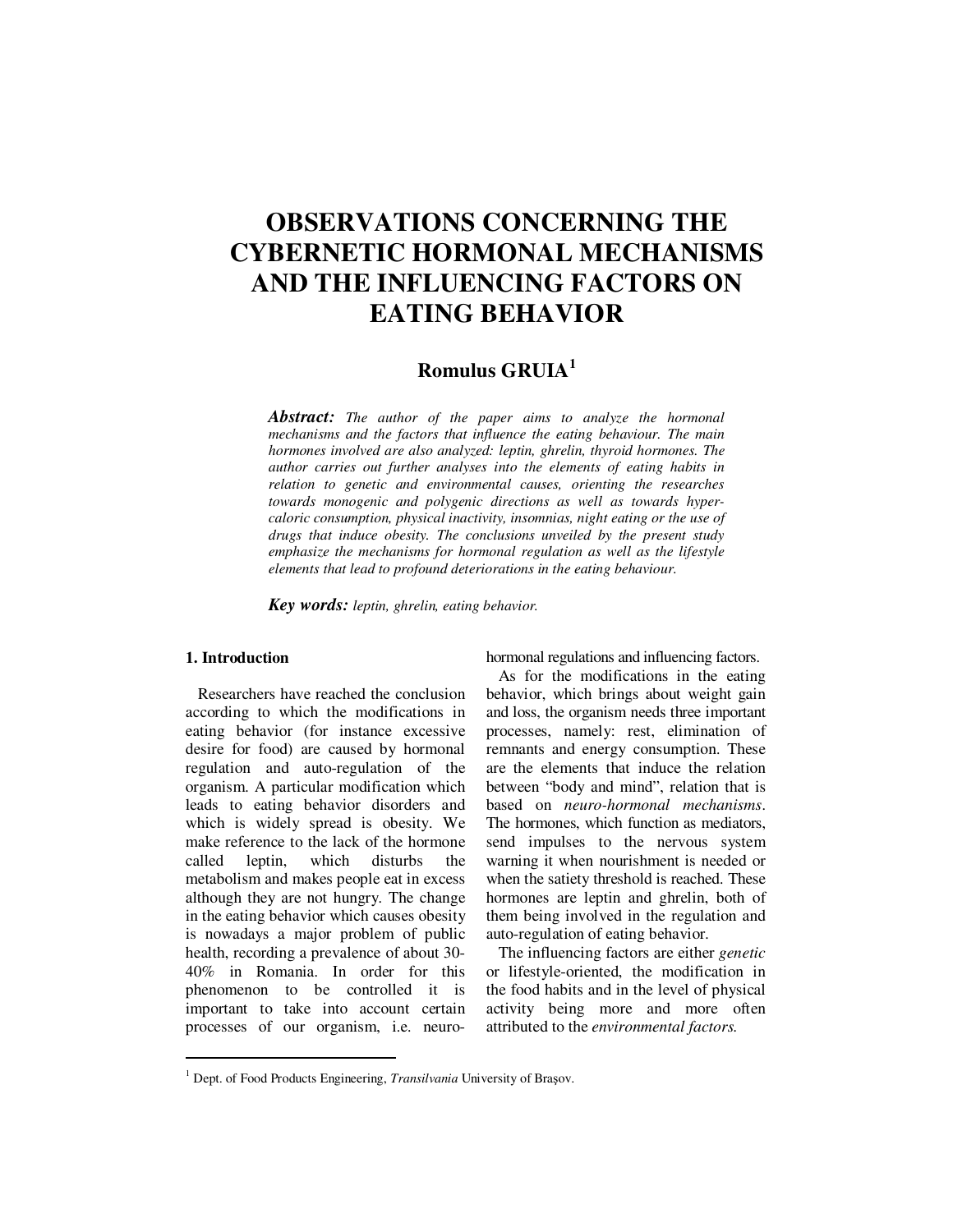# OBSERVATIONS CONCERNING THE CYBERNETIC HORMONAL MECHANISMS AND THE INFLUENCING FACTORS ON EATING BEHAVIOR

**Romulus GRUIA**[1]

***Abstract:*** *The author of the paper aims to analyze the hormonal mechanisms and the factors that influence the eating behaviour. The main hormones involved are also analyzed: leptin, ghrelin, thyroid hormones. The author carries out further analyses into the elements of eating habits in relation to genetic and environmental causes, orienting the researches towards monogenic and polygenic directions as well as towards hyper-caloric consumption, physical inactivity, insomnias, night eating or the use of drugs that induce obesity. The conclusions unveiled by the present study emphasize the mechanisms for hormonal regulation as well as the lifestyle elements that lead to profound deteriorations in the eating behaviour.*

***Key words:*** *leptin, ghrelin, eating behavior.*

## 1. Introduction

Researchers have reached the conclusion according to which the modifications in eating behavior (for instance excessive desire for food) are caused by hormonal regulation and auto-regulation of the organism. A particular modification which leads to eating behavior disorders and which is widely spread is obesity. We make reference to the lack of the hormone called leptin, which disturbs the metabolism and makes people eat in excess although they are not hungry. The change in the eating behavior which causes obesity is nowadays a major problem of public health, recording a prevalence of about 30-40% in Romania. In order for this phenomenon to be controlled it is important to take into account certain processes of our organism, i.e. neuro-hormonal regulations and influencing factors.

As for the modifications in the eating behavior, which brings about weight gain and loss, the organism needs three important processes, namely: rest, elimination of remnants and energy consumption. These are the elements that induce the relation between "body and mind", relation that is based on *neuro-hormonal mechanisms*. The hormones, which function as mediators, send impulses to the nervous system warning it when nourishment is needed or when the satiety threshold is reached. These hormones are leptin and ghrelin, both of them being involved in the regulation and auto-regulation of eating behavior.

The influencing factors are either *genetic* or lifestyle-oriented, the modification in the food habits and in the level of physical activity being more and more often attributed to the *environmental factors.*

[1] Dept. of Food Products Engineering, *Transilvania* University of Braşov.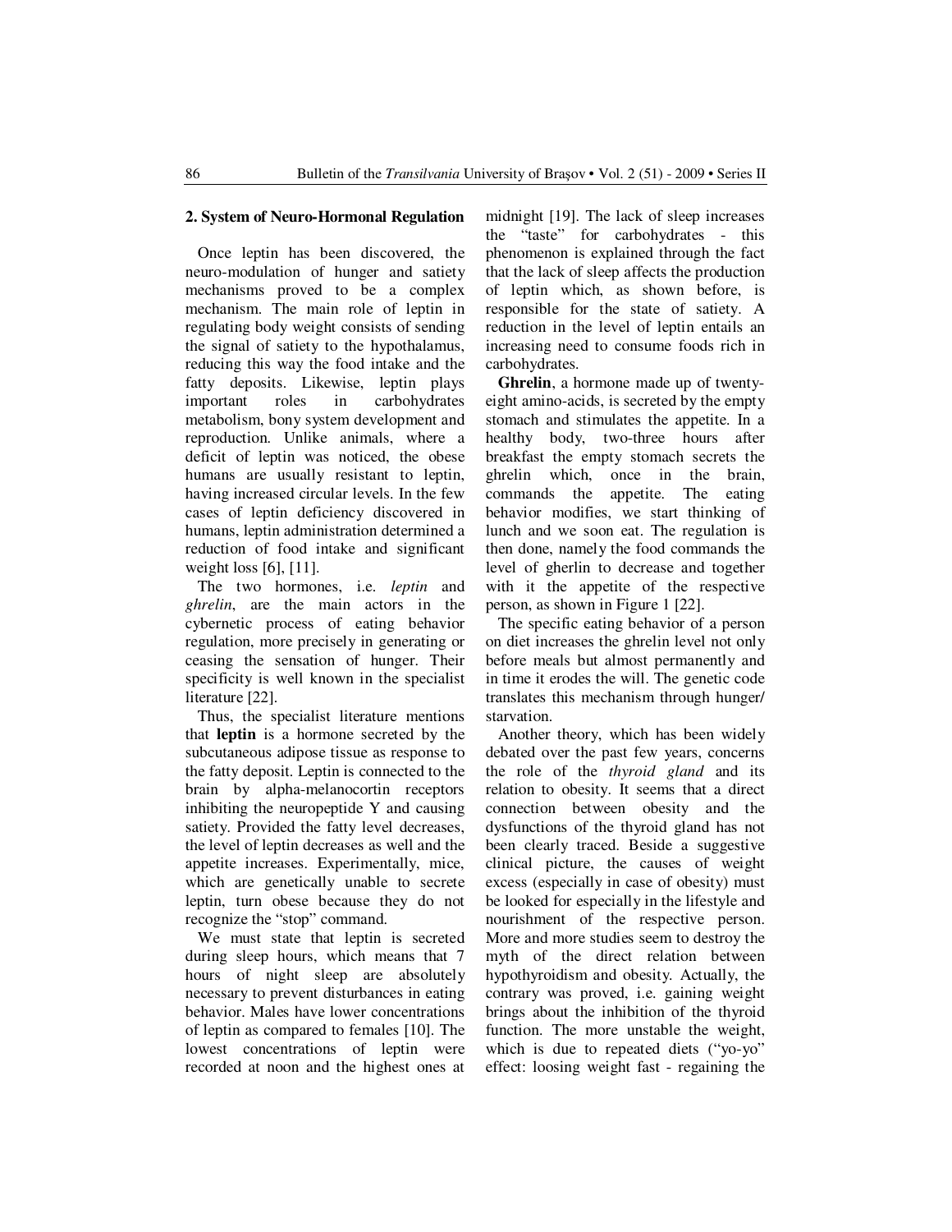## 2. System of Neuro-Hormonal Regulation

Once leptin has been discovered, the neuro-modulation of hunger and satiety mechanisms proved to be a complex mechanism. The main role of leptin in regulating body weight consists of sending the signal of satiety to the hypothalamus, reducing this way the food intake and the fatty deposits. Likewise, leptin plays important roles in carbohydrates metabolism, bony system development and reproduction. Unlike animals, where a deficit of leptin was noticed, the obese humans are usually resistant to leptin, having increased circular levels. In the few cases of leptin deficiency discovered in humans, leptin administration determined a reduction of food intake and significant weight loss [6], [11].

The two hormones, i.e. *leptin* and *ghrelin*, are the main actors in the cybernetic process of eating behavior regulation, more precisely in generating or ceasing the sensation of hunger. Their specificity is well known in the specialist literature [22].

Thus, the specialist literature mentions that **leptin** is a hormone secreted by the subcutaneous adipose tissue as response to the fatty deposit. Leptin is connected to the brain by alpha-melanocortin receptors inhibiting the neuropeptide Y and causing satiety. Provided the fatty level decreases, the level of leptin decreases as well and the appetite increases. Experimentally, mice, which are genetically unable to secrete leptin, turn obese because they do not recognize the "stop" command.

We must state that leptin is secreted during sleep hours, which means that 7 hours of night sleep are absolutely necessary to prevent disturbances in eating behavior. Males have lower concentrations of leptin as compared to females [10]. The lowest concentrations of leptin were recorded at noon and the highest ones at midnight [19]. The lack of sleep increases the "taste" for carbohydrates - this phenomenon is explained through the fact that the lack of sleep affects the production of leptin which, as shown before, is responsible for the state of satiety. A reduction in the level of leptin entails an increasing need to consume foods rich in carbohydrates.

**Ghrelin**, a hormone made up of twenty-eight amino-acids, is secreted by the empty stomach and stimulates the appetite. In a healthy body, two-three hours after breakfast the empty stomach secrets the ghrelin which, once in the brain, commands the appetite. The eating behavior modifies, we start thinking of lunch and we soon eat. The regulation is then done, namely the food commands the level of gherlin to decrease and together with it the appetite of the respective person, as shown in Figure 1 [22].

The specific eating behavior of a person on diet increases the ghrelin level not only before meals but almost permanently and in time it erodes the will. The genetic code translates this mechanism through hunger/ starvation.

Another theory, which has been widely debated over the past few years, concerns the role of the *thyroid gland* and its relation to obesity. It seems that a direct connection between obesity and the dysfunctions of the thyroid gland has not been clearly traced. Beside a suggestive clinical picture, the causes of weight excess (especially in case of obesity) must be looked for especially in the lifestyle and nourishment of the respective person. More and more studies seem to destroy the myth of the direct relation between hypothyroidism and obesity. Actually, the contrary was proved, i.e. gaining weight brings about the inhibition of the thyroid function. The more unstable the weight, which is due to repeated diets ("yo-yo" effect: loosing weight fast - regaining the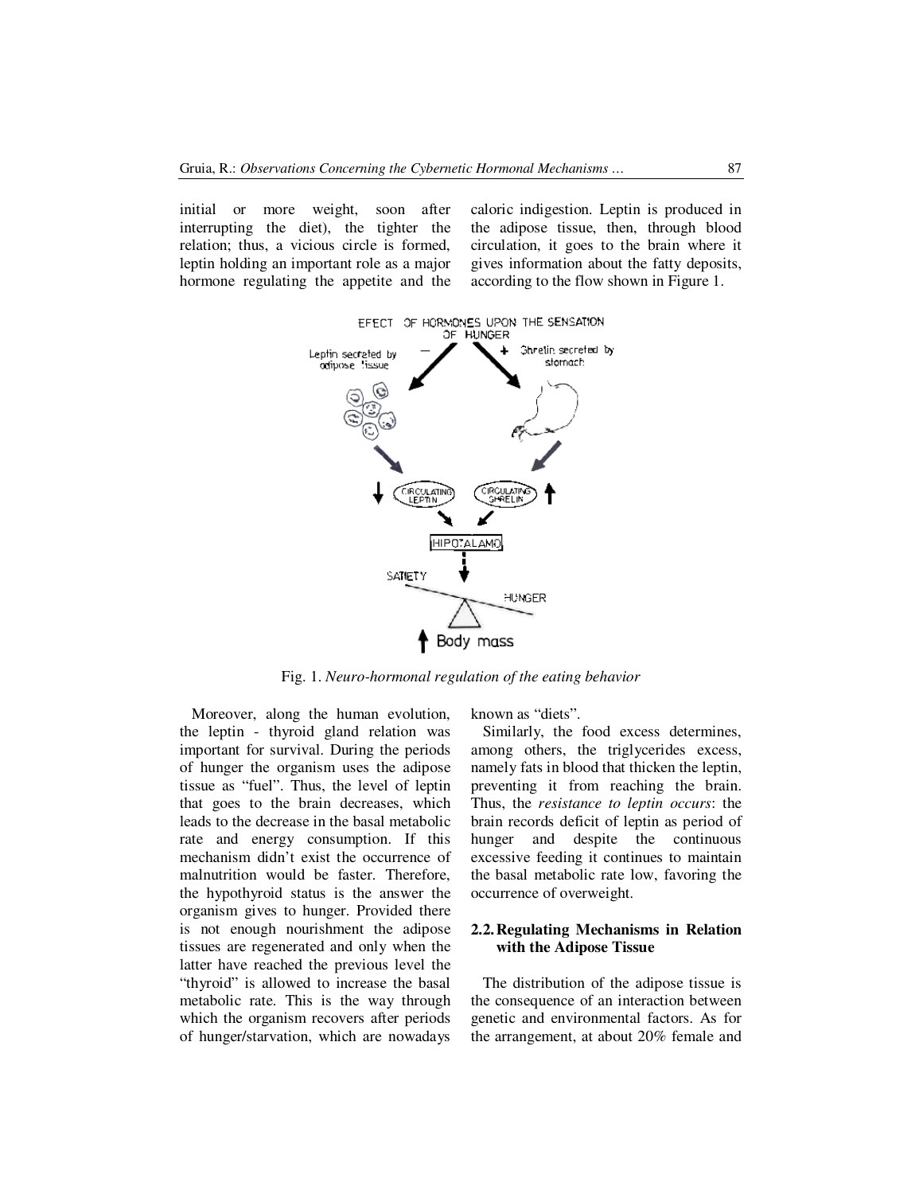initial or more weight, soon after interrupting the diet), the tighter the relation; thus, a vicious circle is formed, leptin holding an important role as a major hormone regulating the appetite and the caloric indigestion. Leptin is produced in the adipose tissue, then, through blood circulation, it goes to the brain where it gives information about the fatty deposits, according to the flow shown in Figure 1.

Fig. 1. *Neuro-hormonal regulation of the eating behavior*

Moreover, along the human evolution, the leptin - thyroid gland relation was important for survival. During the periods of hunger the organism uses the adipose tissue as "fuel". Thus, the level of leptin that goes to the brain decreases, which leads to the decrease in the basal metabolic rate and energy consumption. If this mechanism didn't exist the occurrence of malnutrition would be faster. Therefore, the hypothyroid status is the answer the organism gives to hunger. Provided there is not enough nourishment the adipose tissues are regenerated and only when the latter have reached the previous level the "thyroid" is allowed to increase the basal metabolic rate. This is the way through which the organism recovers after periods of hunger/starvation, which are nowadays known as "diets".

Similarly, the food excess determines, among others, the triglycerides excess, namely fats in blood that thicken the leptin, preventing it from reaching the brain. Thus, the *resistance to leptin occurs*: the brain records deficit of leptin as period of hunger and despite the continuous excessive feeding it continues to maintain the basal metabolic rate low, favoring the occurrence of overweight.

## 2.2. Regulating Mechanisms in Relation with the Adipose Tissue

The distribution of the adipose tissue is the consequence of an interaction between genetic and environmental factors. As for the arrangement, at about 20% female and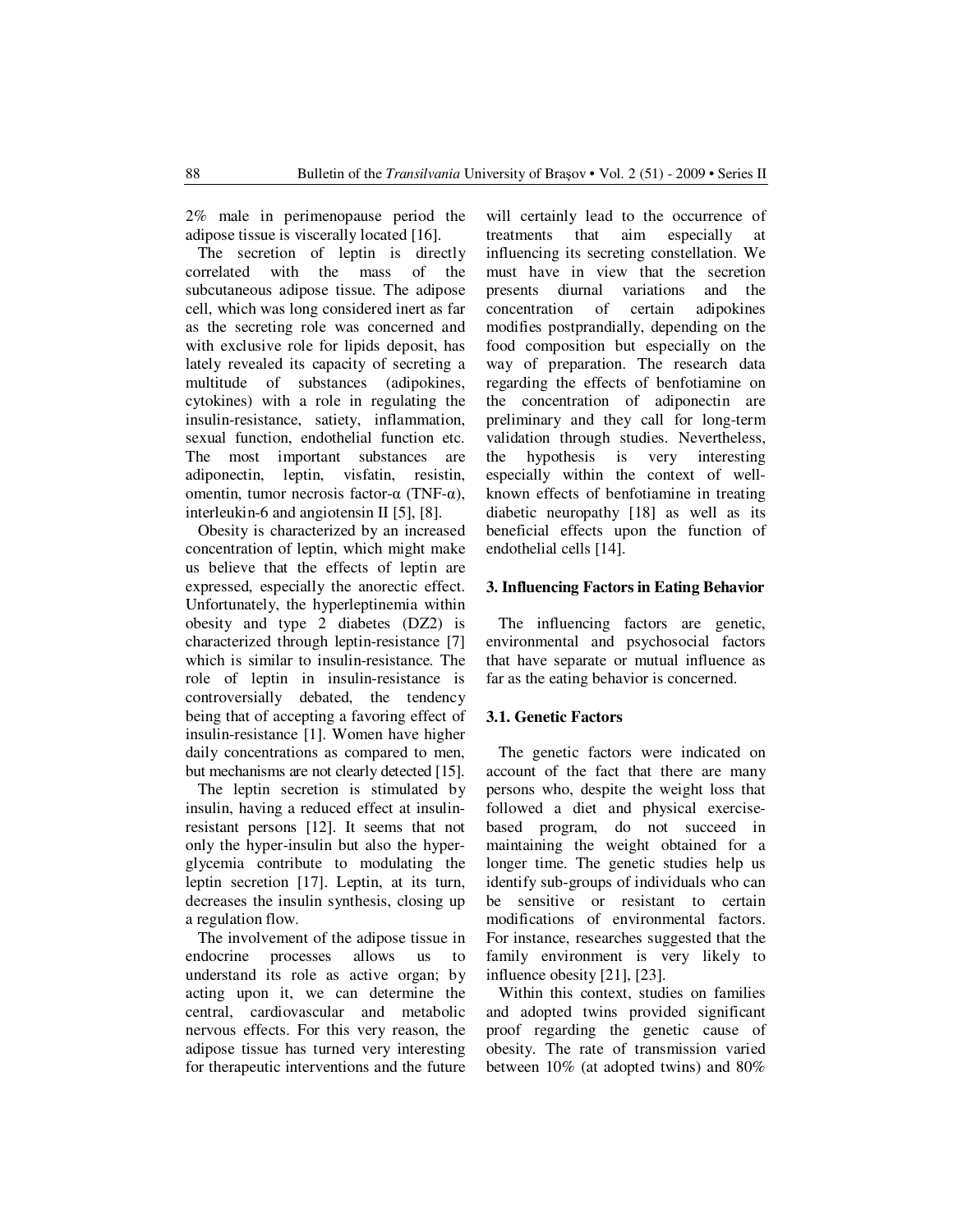2% male in perimenopause period the adipose tissue is viscerally located [16].

The secretion of leptin is directly correlated with the mass of the subcutaneous adipose tissue. The adipose cell, which was long considered inert as far as the secreting role was concerned and with exclusive role for lipids deposit, has lately revealed its capacity of secreting a multitude of substances (adipokines, cytokines) with a role in regulating the insulin-resistance, satiety, inflammation, sexual function, endothelial function etc. The most important substances are adiponectin, leptin, visfatin, resistin, omentin, tumor necrosis factor-α (TNF-α), interleukin-6 and angiotensin II [5], [8].

Obesity is characterized by an increased concentration of leptin, which might make us believe that the effects of leptin are expressed, especially the anorectic effect. Unfortunately, the hyperleptinemia within obesity and type 2 diabetes (DZ2) is characterized through leptin-resistance [7] which is similar to insulin-resistance. The role of leptin in insulin-resistance is controversially debated, the tendency being that of accepting a favoring effect of insulin-resistance [1]. Women have higher daily concentrations as compared to men, but mechanisms are not clearly detected [15].

The leptin secretion is stimulated by insulin, having a reduced effect at insulin-resistant persons [12]. It seems that not only the hyper-insulin but also the hyper-glycemia contribute to modulating the leptin secretion [17]. Leptin, at its turn, decreases the insulin synthesis, closing up a regulation flow.

The involvement of the adipose tissue in endocrine processes allows us to understand its role as active organ; by acting upon it, we can determine the central, cardiovascular and metabolic nervous effects. For this very reason, the adipose tissue has turned very interesting for therapeutic interventions and the future will certainly lead to the occurrence of treatments that aim especially at influencing its secreting constellation. We must have in view that the secretion presents diurnal variations and the concentration of certain adipokines modifies postprandially, depending on the food composition but especially on the way of preparation. The research data regarding the effects of benfotiamine on the concentration of adiponectin are preliminary and they call for long-term validation through studies. Nevertheless, the hypothesis is very interesting especially within the context of well-known effects of benfotiamine in treating diabetic neuropathy [18] as well as its beneficial effects upon the function of endothelial cells [14].

## 3. Influencing Factors in Eating Behavior

The influencing factors are genetic, environmental and psychosocial factors that have separate or mutual influence as far as the eating behavior is concerned.

### 3.1. Genetic Factors

The genetic factors were indicated on account of the fact that there are many persons who, despite the weight loss that followed a diet and physical exercise-based program, do not succeed in maintaining the weight obtained for a longer time. The genetic studies help us identify sub-groups of individuals who can be sensitive or resistant to certain modifications of environmental factors. For instance, researches suggested that the family environment is very likely to influence obesity [21], [23].

Within this context, studies on families and adopted twins provided significant proof regarding the genetic cause of obesity. The rate of transmission varied between 10% (at adopted twins) and 80%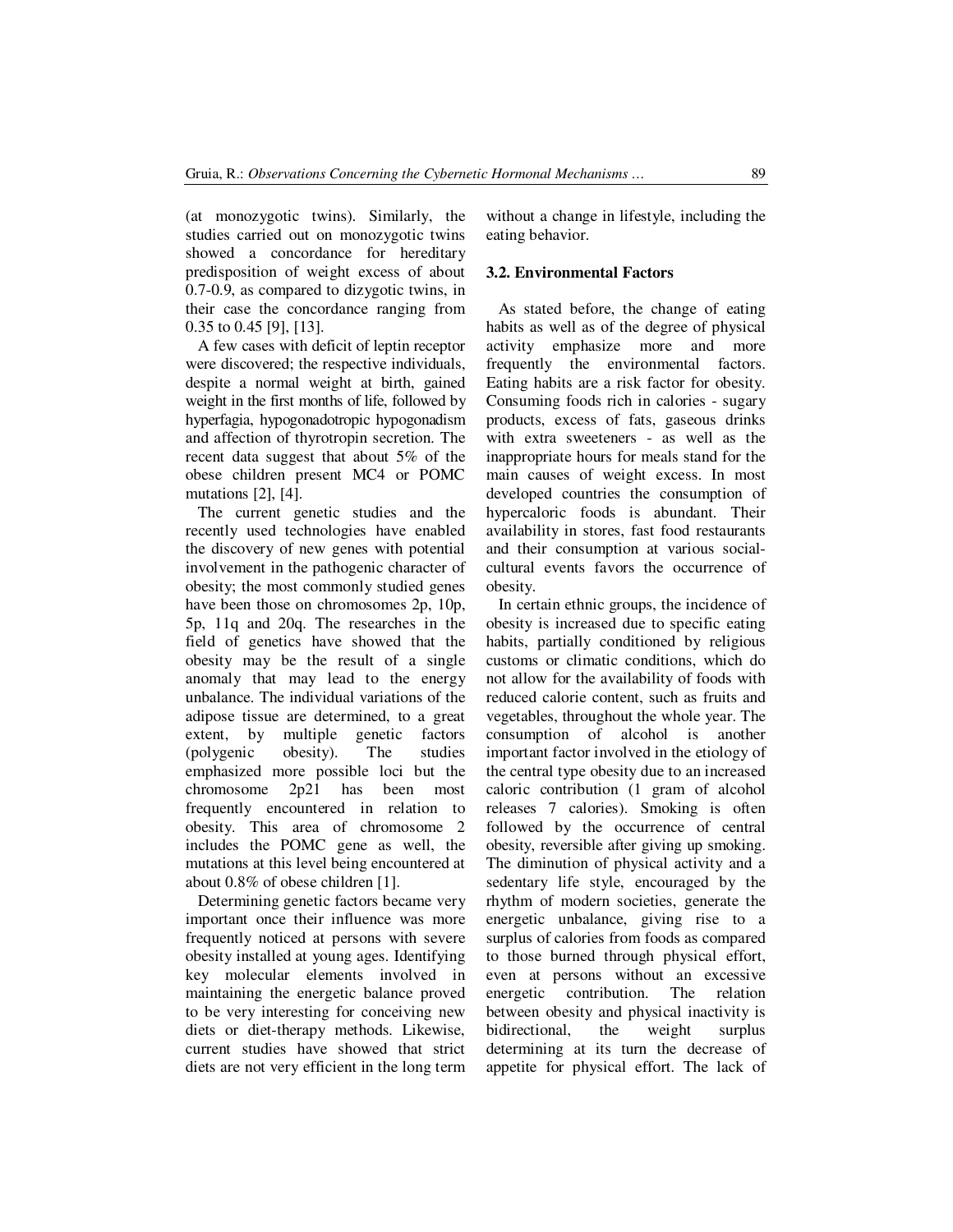(at monozygotic twins). Similarly, the studies carried out on monozygotic twins showed a concordance for hereditary predisposition of weight excess of about 0.7-0.9, as compared to dizygotic twins, in their case the concordance ranging from 0.35 to 0.45 [9], [13].

A few cases with deficit of leptin receptor were discovered; the respective individuals, despite a normal weight at birth, gained weight in the first months of life, followed by hyperfagia, hypogonadotropic hypogonadism and affection of thyrotropin secretion. The recent data suggest that about 5% of the obese children present MC4 or POMC mutations [2], [4].

The current genetic studies and the recently used technologies have enabled the discovery of new genes with potential involvement in the pathogenic character of obesity; the most commonly studied genes have been those on chromosomes 2p, 10p, 5p, 11q and 20q. The researches in the field of genetics have showed that the obesity may be the result of a single anomaly that may lead to the energy unbalance. The individual variations of the adipose tissue are determined, to a great extent, by multiple genetic factors (polygenic obesity). The studies emphasized more possible loci but the chromosome 2p21 has been most frequently encountered in relation to obesity. This area of chromosome 2 includes the POMC gene as well, the mutations at this level being encountered at about 0.8% of obese children [1].

Determining genetic factors became very important once their influence was more frequently noticed at persons with severe obesity installed at young ages. Identifying key molecular elements involved in maintaining the energetic balance proved to be very interesting for conceiving new diets or diet-therapy methods. Likewise, current studies have showed that strict diets are not very efficient in the long term without a change in lifestyle, including the eating behavior.

### 3.2. Environmental Factors

As stated before, the change of eating habits as well as of the degree of physical activity emphasize more and more frequently the environmental factors. Eating habits are a risk factor for obesity. Consuming foods rich in calories - sugary products, excess of fats, gaseous drinks with extra sweeteners - as well as the inappropriate hours for meals stand for the main causes of weight excess. In most developed countries the consumption of hypercaloric foods is abundant. Their availability in stores, fast food restaurants and their consumption at various social-cultural events favors the occurrence of obesity.

In certain ethnic groups, the incidence of obesity is increased due to specific eating habits, partially conditioned by religious customs or climatic conditions, which do not allow for the availability of foods with reduced calorie content, such as fruits and vegetables, throughout the whole year. The consumption of alcohol is another important factor involved in the etiology of the central type obesity due to an increased caloric contribution (1 gram of alcohol releases 7 calories). Smoking is often followed by the occurrence of central obesity, reversible after giving up smoking. The diminution of physical activity and a sedentary life style, encouraged by the rhythm of modern societies, generate the energetic unbalance, giving rise to a surplus of calories from foods as compared to those burned through physical effort, even at persons without an excessive energetic contribution. The relation between obesity and physical inactivity is bidirectional, the weight surplus determining at its turn the decrease of appetite for physical effort. The lack of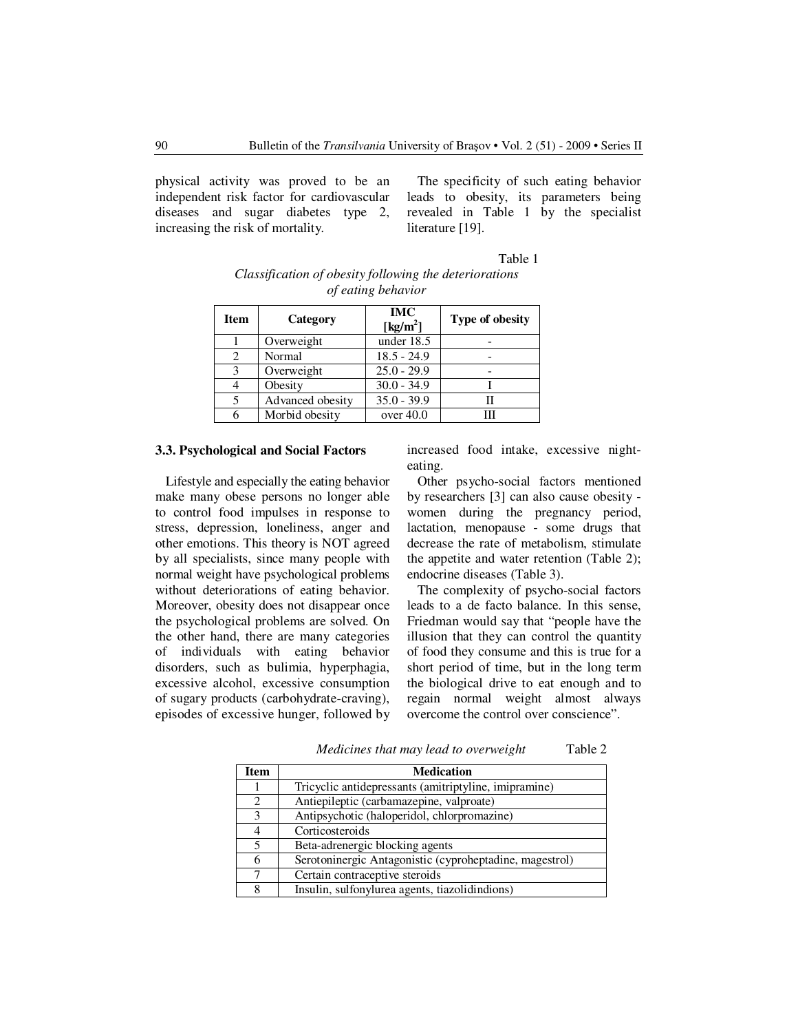physical activity was proved to be an independent risk factor for cardiovascular diseases and sugar diabetes type 2, increasing the risk of mortality.

The specificity of such eating behavior leads to obesity, its parameters being revealed in Table 1 by the specialist literature [19].

Table 1

*Classification of obesity following the deteriorations of eating behavior*

| Item | Category | IMC [kg/m$^2$] | Type of obesity |
|---|---|---|---|
| 1 | Overweight | under 18.5 | - |
| 2 | Normal | 18.5 - 24.9 | - |
| 3 | Overweight | 25.0 - 29.9 | - |
| 4 | Obesity | 30.0 - 34.9 | I |
| 5 | Advanced obesity | 35.0 - 39.9 | II |
| 6 | Morbid obesity | over 40.0 | III |

### 3.3. Psychological and Social Factors

Lifestyle and especially the eating behavior make many obese persons no longer able to control food impulses in response to stress, depression, loneliness, anger and other emotions. This theory is NOT agreed by all specialists, since many people with normal weight have psychological problems without deteriorations of eating behavior. Moreover, obesity does not disappear once the psychological problems are solved. On the other hand, there are many categories of individuals with eating behavior disorders, such as bulimia, hyperphagia, excessive alcohol, excessive consumption of sugary products (carbohydrate-craving), episodes of excessive hunger, followed by increased food intake, excessive night-eating.

Other psycho-social factors mentioned by researchers [3] can also cause obesity - women during the pregnancy period, lactation, menopause - some drugs that decrease the rate of metabolism, stimulate the appetite and water retention (Table 2); endocrine diseases (Table 3).

The complexity of psycho-social factors leads to a de facto balance. In this sense, Friedman would say that "people have the illusion that they can control the quantity of food they consume and this is true for a short period of time, but in the long term the biological drive to eat enough and to regain normal weight almost always overcome the control over conscience".

*Medicines that may lead to overweight* Table 2

| Item | Medication |
|---|---|
| 1 | Tricyclic antidepressants (amitriptyline, imipramine) |
| 2 | Antiepileptic (carbamazepine, valproate) |
| 3 | Antipsychotic (haloperidol, chlorpromazine) |
| 4 | Corticosteroids |
| 5 | Beta-adrenergic blocking agents |
| 6 | Serotoninergic Antagonistic (cyproheptadine, magestrol) |
| 7 | Certain contraceptive steroids |
| 8 | Insulin, sulfonylurea agents, tiazolidindions) |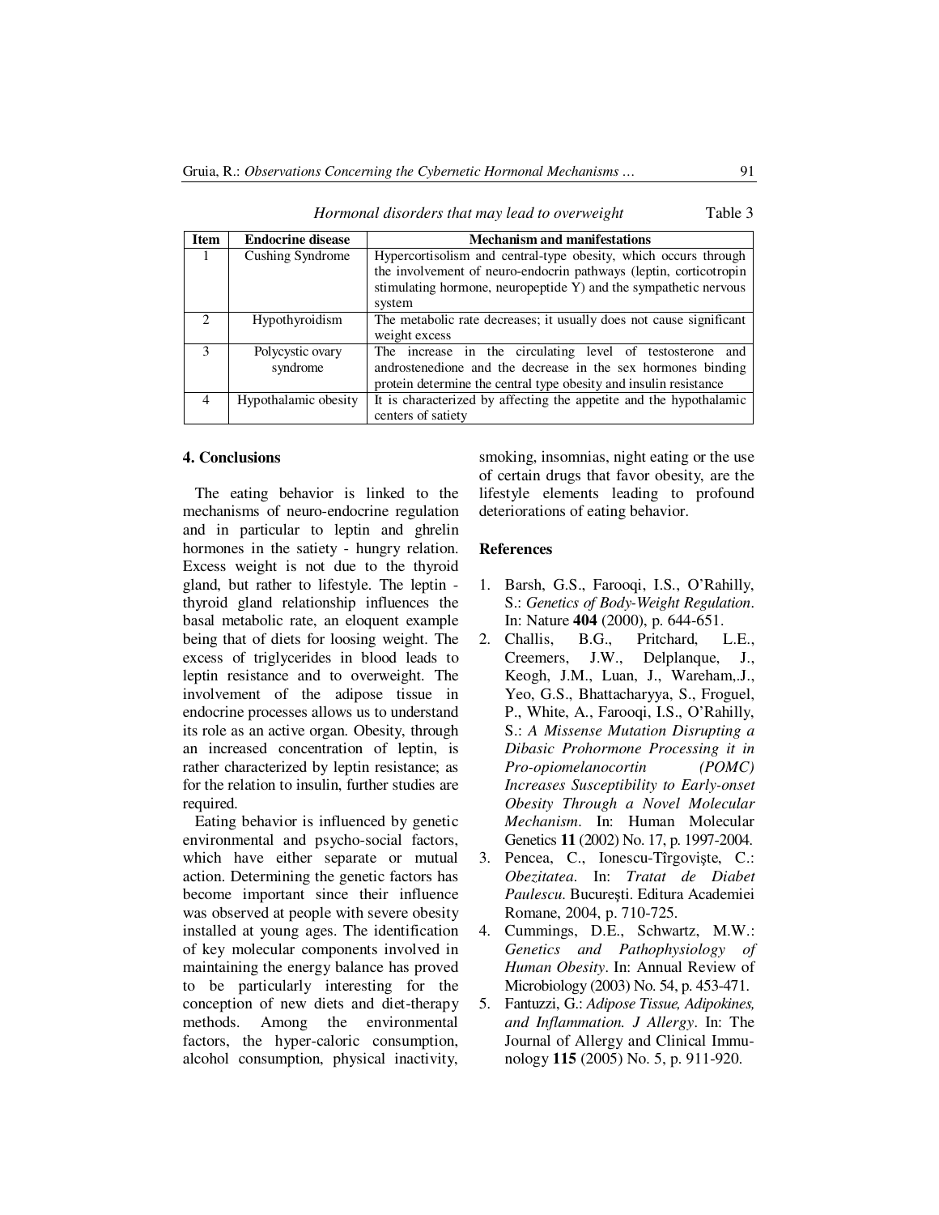*Hormonal disorders that may lead to overweight* Table 3

| Item | Endocrine disease | Mechanism and manifestations |
|---|---|---|
| 1 | Cushing Syndrome | Hypercortisolism and central-type obesity, which occurs through the involvement of neuro-endocrin pathways (leptin, corticotropin stimulating hormone, neuropeptide Y) and the sympathetic nervous system |
| 2 | Hypothyroidism | The metabolic rate decreases; it usually does not cause significant weight excess |
| 3 | Polycystic ovary syndrome | The increase in the circulating level of testosterone and androstenedione and the decrease in the sex hormones binding protein determine the central type obesity and insulin resistance |
| 4 | Hypothalamic obesity | It is characterized by affecting the appetite and the hypothalamic centers of satiety |

## 4. Conclusions

The eating behavior is linked to the mechanisms of neuro-endocrine regulation and in particular to leptin and ghrelin hormones in the satiety - hungry relation. Excess weight is not due to the thyroid gland, but rather to lifestyle. The leptin - thyroid gland relationship influences the basal metabolic rate, an eloquent example being that of diets for loosing weight. The excess of triglycerides in blood leads to leptin resistance and to overweight. The involvement of the adipose tissue in endocrine processes allows us to understand its role as an active organ. Obesity, through an increased concentration of leptin, is rather characterized by leptin resistance; as for the relation to insulin, further studies are required.

Eating behavior is influenced by genetic environmental and psycho-social factors, which have either separate or mutual action. Determining the genetic factors has become important since their influence was observed at people with severe obesity installed at young ages. The identification of key molecular components involved in maintaining the energy balance has proved to be particularly interesting for the conception of new diets and diet-therapy methods. Among the environmental factors, the hyper-caloric consumption, alcohol consumption, physical inactivity, smoking, insomnias, night eating or the use of certain drugs that favor obesity, are the lifestyle elements leading to profound deteriorations of eating behavior.

## References

1. Barsh, G.S., Farooqi, I.S., O'Rahilly, S.: *Genetics of Body-Weight Regulation*. In: Nature **404** (2000), p. 644-651.
2. Challis, B.G., Pritchard, L.E., Creemers, J.W., Delplanque, J., Keogh, J.M., Luan, J., Wareham,.J., Yeo, G.S., Bhattacharyya, S., Froguel, P., White, A., Farooqi, I.S., O'Rahilly, S.: *A Missense Mutation Disrupting a Dibasic Prohormone Processing it in Pro-opiomelanocortin (POMC) Increases Susceptibility to Early-onset Obesity Through a Novel Molecular Mechanism*. In: Human Molecular Genetics **11** (2002) No. 17, p. 1997-2004.
3. Pencea, C., Ionescu-Tîrgovişte, C.: *Obezitatea*. In: *Tratat de Diabet Paulescu*. Bucureşti. Editura Academiei Romane, 2004, p. 710-725.
4. Cummings, D.E., Schwartz, M.W.: *Genetics and Pathophysiology of Human Obesity*. In: Annual Review of Microbiology (2003) No. 54, p. 453-471.
5. Fantuzzi, G.: *Adipose Tissue, Adipokines, and Inflammation. J Allergy*. In: The Journal of Allergy and Clinical Immunology **115** (2005) No. 5, p. 911-920.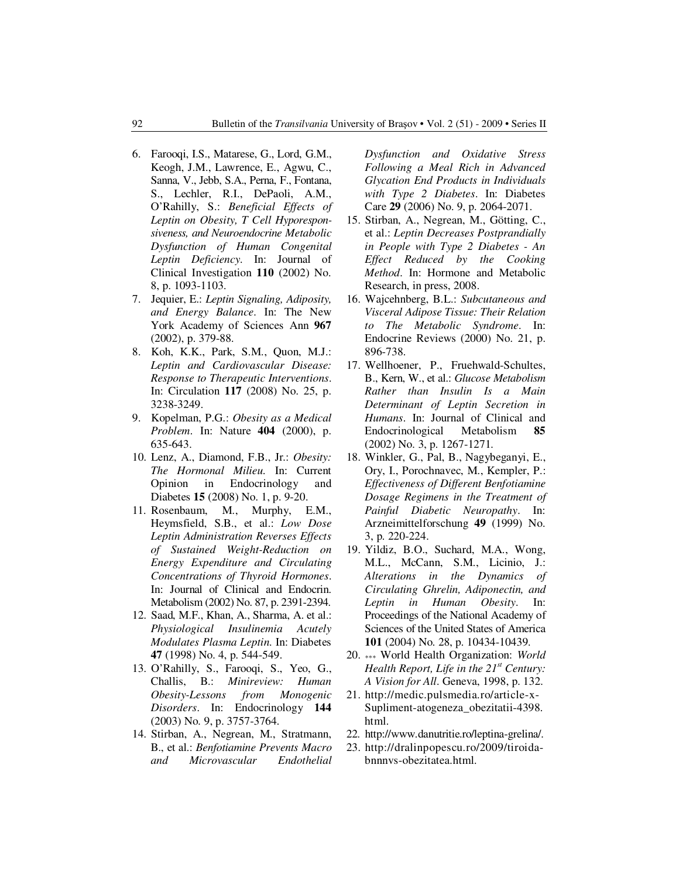6. Farooqi, I.S., Matarese, G., Lord, G.M., Keogh, J.M., Lawrence, E., Agwu, C., Sanna, V., Jebb, S.A., Perna, F., Fontana, S., Lechler, R.I., DePaoli, A.M., O'Rahilly, S.: *Beneficial Effects of Leptin on Obesity, T Cell Hyporesponsiveness, and Neuroendocrine Metabolic Dysfunction of Human Congenital Leptin Deficiency.* In: Journal of Clinical Investigation **110** (2002) No. 8, p. 1093-1103.
7. Jequier, E.: *Leptin Signaling, Adiposity, and Energy Balance*. In: The New York Academy of Sciences Ann **967** (2002), p. 379-88.
8. Koh, K.K., Park, S.M., Quon, M.J.: *Leptin and Cardiovascular Disease: Response to Therapeutic Interventions*. In: Circulation **117** (2008) No. 25, p. 3238-3249.
9. Kopelman, P.G.: *Obesity as a Medical Problem*. In: Nature **404** (2000), p. 635-643.
10. Lenz, A., Diamond, F.B., Jr.: *Obesity: The Hormonal Milieu.* In: Current Opinion in Endocrinology and Diabetes **15** (2008) No. 1, p. 9-20.
11. Rosenbaum, M., Murphy, E.M., Heymsfield, S.B., et al.: *Low Dose Leptin Administration Reverses Effects of Sustained Weight-Reduction on Energy Expenditure and Circulating Concentrations of Thyroid Hormones*. In: Journal of Clinical and Endocrin. Metabolism (2002) No. 87, p. 2391-2394.
12. Saad, M.F., Khan, A., Sharma, A. et al.: *Physiological Insulinemia Acutely Modulates Plasma Leptin.* In: Diabetes **47** (1998) No. 4, p. 544-549.
13. O'Rahilly, S., Farooqi, S., Yeo, G., Challis, B.: *Minireview: Human Obesity-Lessons from Monogenic Disorders*. In: Endocrinology **144** (2003) No. 9, p. 3757-3764.
14. Stirban, A., Negrean, M., Stratmann, B., et al.: *Benfotiamine Prevents Macro and Microvascular Endothelial Dysfunction and Oxidative Stress Following a Meal Rich in Advanced Glycation End Products in Individuals with Type 2 Diabetes*. In: Diabetes Care **29** (2006) No. 9, p. 2064-2071.
15. Stirban, A., Negrean, M., Götting, C., et al.: *Leptin Decreases Postprandially in People with Type 2 Diabetes - An Effect Reduced by the Cooking Method*. In: Hormone and Metabolic Research, in press, 2008.
16. Wajcehnberg, B.L.: *Subcutaneous and Visceral Adipose Tissue: Their Relation to The Metabolic Syndrome*. In: Endocrine Reviews (2000) No. 21, p. 896-738.
17. Wellhoener, P., Fruehwald-Schultes, B., Kern, W., et al.: *Glucose Metabolism Rather than Insulin Is a Main Determinant of Leptin Secretion in Humans*. In: Journal of Clinical and Endocrinological Metabolism **85** (2002) No. 3, p. 1267-1271.
18. Winkler, G., Pal, B., Nagybeganyi, E., Ory, I., Porochnavec, M., Kempler, P.: *Effectiveness of Different Benfotiamine Dosage Regimens in the Treatment of Painful Diabetic Neuropathy*. In: Arzneimittelforschung **49** (1999) No. 3, p. 220-224.
19. Yildiz, B.O., Suchard, M.A., Wong, M.L., McCann, S.M., Licinio, J.: *Alterations in the Dynamics of Circulating Ghrelin, Adiponectin, and Leptin in Human Obesity*. In: Proceedings of the National Academy of Sciences of the United States of America **101** (2004) No. 28, p. 10434-10439.
20. *** World Health Organization: *World Health Report, Life in the 21st Century: A Vision for All*. Geneva, 1998, p. 132.
21. http://medic.pulsmedia.ro/article-x-Supliment-atogeneza_obezitatii-4398.html.
22. http://www.danutritie.ro/leptina-grelina/.
23. http://dralinpopescu.ro/2009/tiroida-bnnnvs-obezitatea.html.